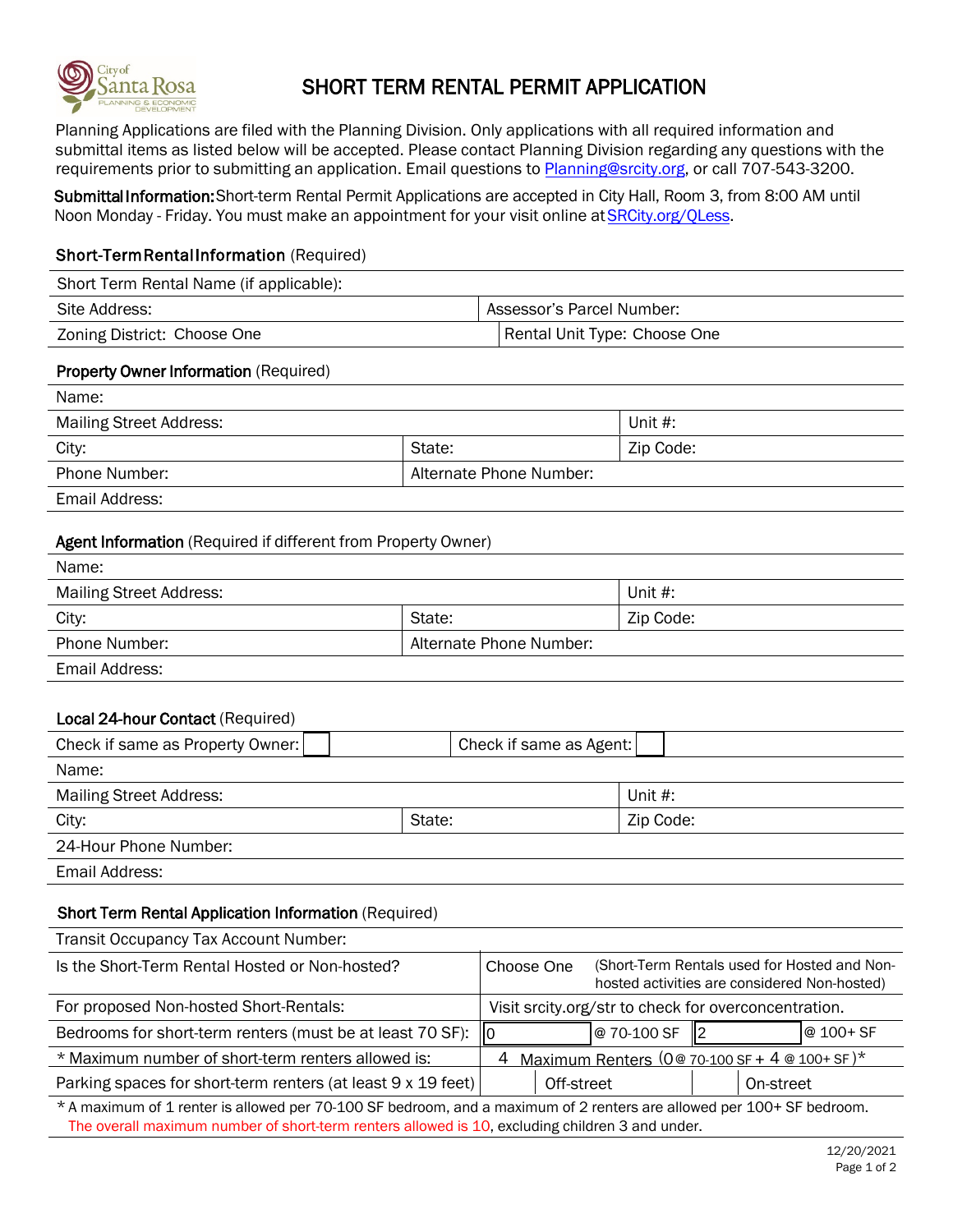# SHORT TERM RENTAL PERMIT APPLICATION

Planning Applications are filed with the Planning Division. Only applications with all required information and submittal items as listed below will be accepted. Please contact Planning Division regarding any questions with the requirements prior to submitting an application. Email questions to Planning@srcity.org, or call 707-543-3200.

**Submittal Information:** Short-term Rental Permit Applications are accepted in City Hall, Room 3, from 8:00 AM until Noon Monday - Friday. You must make an appointment for your visit online at SRCity.org/QLess.

## Short-Term Rental Information (Required)

| | |
|---|---|
| Short Term Rental Name (if applicable): | |
| Site Address: | Assessor's Parcel Number: |
| Zoning District: Choose One | Rental Unit Type: Choose One |

## Property Owner Information (Required)

| | | |
|---|---|---|
| Name: | | |
| Mailing Street Address: | | Unit #: |
| City: | State: | Zip Code: |
| Phone Number: | Alternate Phone Number: | |
| Email Address: | | |

## Agent Information (Required if different from Property Owner)

| | | |
|---|---|---|
| Name: | | |
| Mailing Street Address: | | Unit #: |
| City: | State: | Zip Code: |
| Phone Number: | Alternate Phone Number: | |
| Email Address: | | |

## Local 24-hour Contact (Required)

| | | |
|---|---|---|
| Check if same as Property Owner: ☐ | Check if same as Agent: ☐ | |
| Name: | | |
| Mailing Street Address: | | Unit #: |
| City: | State: | Zip Code: |
| 24-Hour Phone Number: | | |
| Email Address: | | |

## Short Term Rental Application Information (Required)

| | |
|---|---|
| Transit Occupancy Tax Account Number: | |
| Is the Short-Term Rental Hosted or Non-hosted? | Choose One (Short-Term Rentals used for Hosted and Non-hosted activities are considered Non-hosted) |
| For proposed Non-hosted Short-Rentals: | Visit srcity.org/str to check for overconcentration. |
| Bedrooms for short-term renters (must be at least 70 SF): | 0 @ 70-100 SF 2 @ 100+ SF |
| * Maximum number of short-term renters allowed is: | 4 Maximum Renters (0 @ 70-100 SF + 4 @ 100+ SF)* |
| Parking spaces for short-term renters (at least 9 x 19 feet) | Off-street On-street |

* A maximum of 1 renter is allowed per 70-100 SF bedroom, and a maximum of 2 renters are allowed per 100+ SF bedroom. The overall maximum number of short-term renters allowed is 10, excluding children 3 and under.

12/20/2021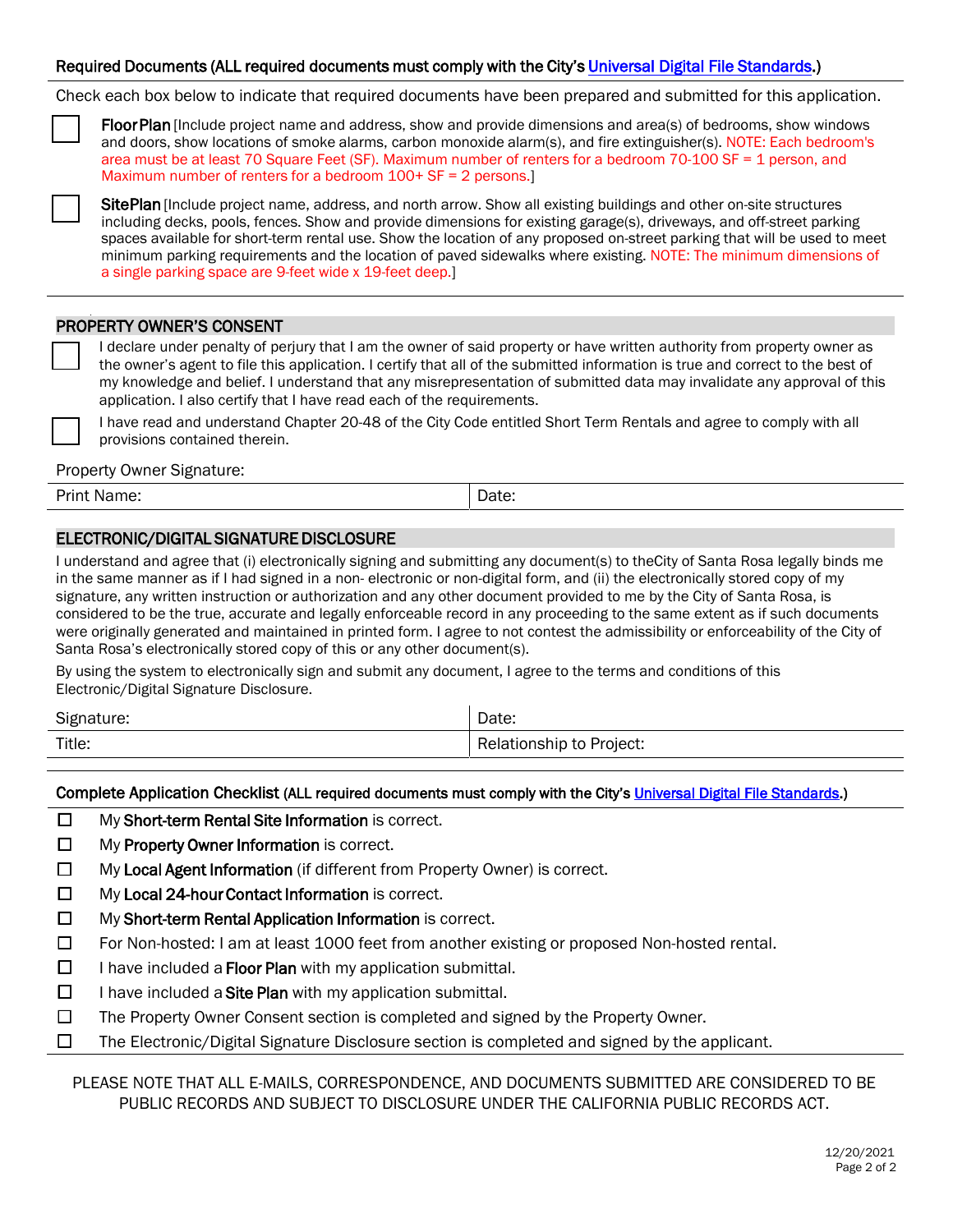## Required Documents (ALL required documents must comply with the City's Universal Digital File Standards.)

Check each box below to indicate that required documents have been prepared and submitted for this application.

☐ **Floor Plan** [Include project name and address, show and provide dimensions and area(s) of bedrooms, show windows and doors, show locations of smoke alarms, carbon monoxide alarm(s), and fire extinguisher(s). NOTE: Each bedroom's area must be at least 70 Square Feet (SF). Maximum number of renters for a bedroom 70-100 SF = 1 person, and Maximum number of renters for a bedroom 100+ SF = 2 persons.]

☐ **Site Plan** [Include project name, address, and north arrow. Show all existing buildings and other on-site structures including decks, pools, fences. Show and provide dimensions for existing garage(s), driveways, and off-street parking spaces available for short-term rental use. Show the location of any proposed on-street parking that will be used to meet minimum parking requirements and the location of paved sidewalks where existing. NOTE: The minimum dimensions of a single parking space are 9-feet wide x 19-feet deep.]

## PROPERTY OWNER'S CONSENT

☐ I declare under penalty of perjury that I am the owner of said property or have written authority from property owner as the owner's agent to file this application. I certify that all of the submitted information is true and correct to the best of my knowledge and belief. I understand that any misrepresentation of submitted data may invalidate any approval of this application. I also certify that I have read each of the requirements.

☐ I have read and understand Chapter 20-48 of the City Code entitled Short Term Rentals and agree to comply with all provisions contained therein.

Property Owner Signature:

| | |
|---|---|
| Print Name: | Date: |

## ELECTRONIC/DIGITAL SIGNATURE DISCLOSURE

I understand and agree that (i) electronically signing and submitting any document(s) to theCity of Santa Rosa legally binds me in the same manner as if I had signed in a non- electronic or non-digital form, and (ii) the electronically stored copy of my signature, any written instruction or authorization and any other document provided to me by the City of Santa Rosa, is considered to be the true, accurate and legally enforceable record in any proceeding to the same extent as if such documents were originally generated and maintained in printed form. I agree to not contest the admissibility or enforceability of the City of Santa Rosa's electronically stored copy of this or any other document(s).

By using the system to electronically sign and submit any document, I agree to the terms and conditions of this Electronic/Digital Signature Disclosure.

| | |
|---|---|
| Signature: | Date: |
| Title: | Relationship to Project: |

## Complete Application Checklist (ALL required documents must comply with the City's Universal Digital File Standards.)

- ☐ My **Short-term Rental Site Information** is correct.
- ☐ My **Property Owner Information** is correct.
- ☐ My **Local Agent Information** (if different from Property Owner) is correct.
- ☐ My **Local 24-hour Contact Information** is correct.
- ☐ My **Short-term Rental Application Information** is correct.
- ☐ For Non-hosted: I am at least 1000 feet from another existing or proposed Non-hosted rental.
- ☐ I have included a **Floor Plan** with my application submittal.
- ☐ I have included a **Site Plan** with my application submittal.
- ☐ The Property Owner Consent section is completed and signed by the Property Owner.
- ☐ The Electronic/Digital Signature Disclosure section is completed and signed by the applicant.

PLEASE NOTE THAT ALL E-MAILS, CORRESPONDENCE, AND DOCUMENTS SUBMITTED ARE CONSIDERED TO BE PUBLIC RECORDS AND SUBJECT TO DISCLOSURE UNDER THE CALIFORNIA PUBLIC RECORDS ACT.

12/20/2021